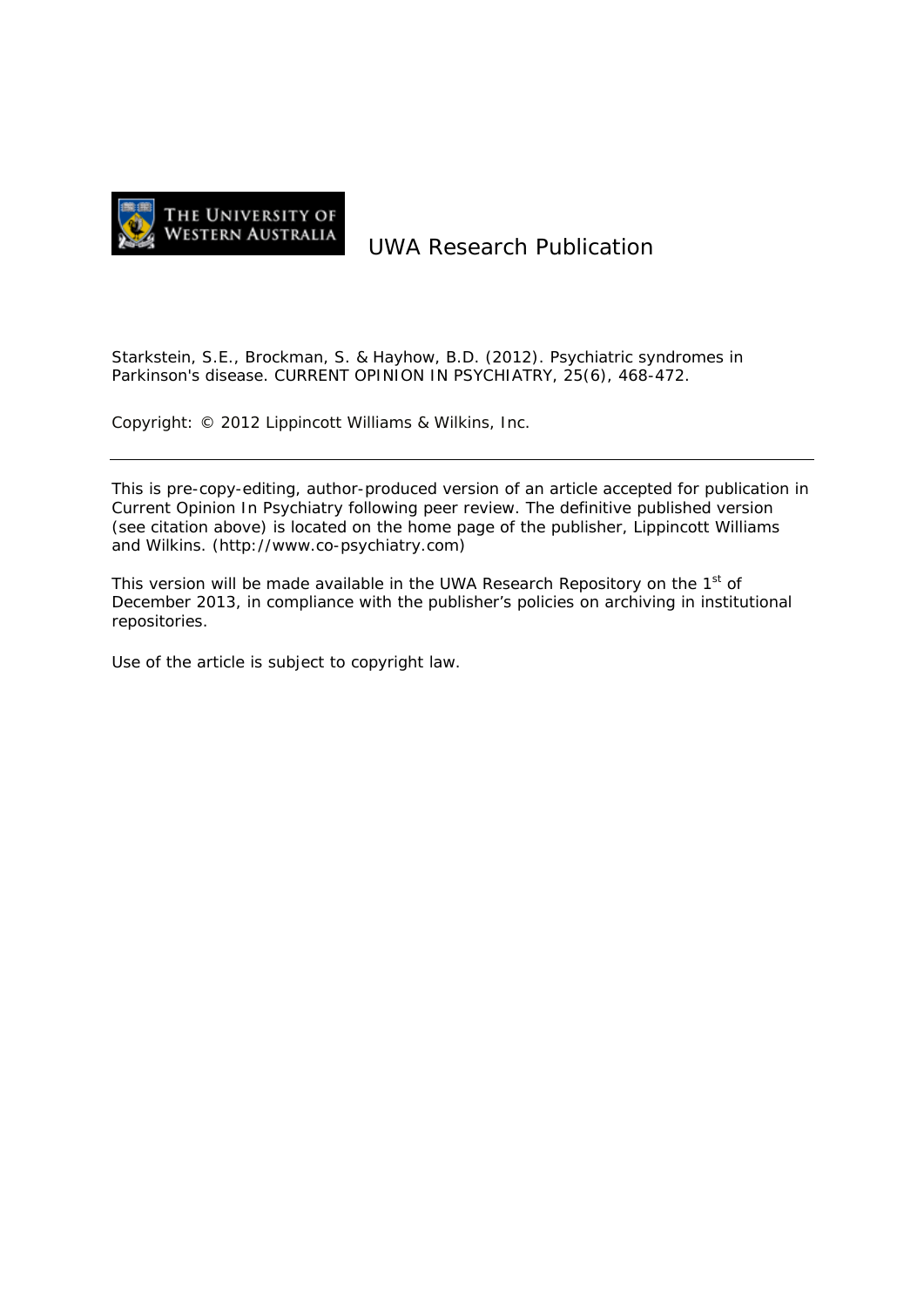THE UNIVERSITY OF WESTERN AUSTRALIA

UWA Research Publication

Starkstein, S.E., Brockman, S. & Hayhow, B.D. (2012). Psychiatric syndromes in Parkinson's disease. CURRENT OPINION IN PSYCHIATRY, 25(6), 468-472.

Copyright: © 2012 Lippincott Williams & Wilkins, Inc.

---

This is pre-copy-editing, author-produced version of an article accepted for publication in Current Opinion In Psychiatry following peer review. The definitive published version (see citation above) is located on the home page of the publisher, Lippincott Williams and Wilkins. (http://www.co-psychiatry.com)

This version will be made available in the UWA Research Repository on the 1st of December 2013, in compliance with the publisher's policies on archiving in institutional repositories.

Use of the article is subject to copyright law.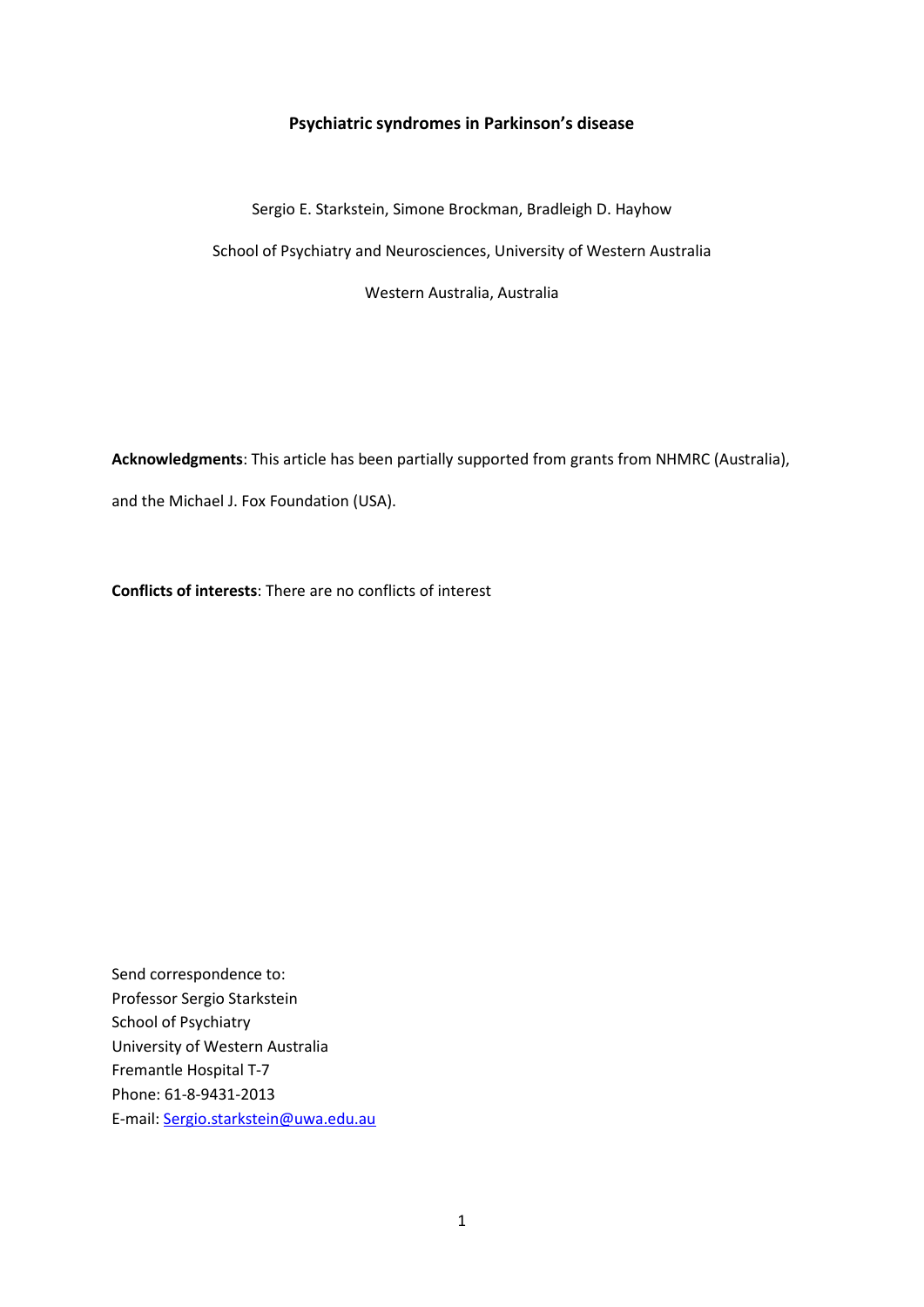# Psychiatric syndromes in Parkinson's disease

Sergio E. Starkstein, Simone Brockman, Bradleigh D. Hayhow

School of Psychiatry and Neurosciences, University of Western Australia

Western Australia, Australia

**Acknowledgments**: This article has been partially supported from grants from NHMRC (Australia), and the Michael J. Fox Foundation (USA).

**Conflicts of interests**: There are no conflicts of interest

Send correspondence to:
Professor Sergio Starkstein
School of Psychiatry
University of Western Australia
Fremantle Hospital T-7
Phone: 61-8-9431-2013
E-mail: Sergio.starkstein@uwa.edu.au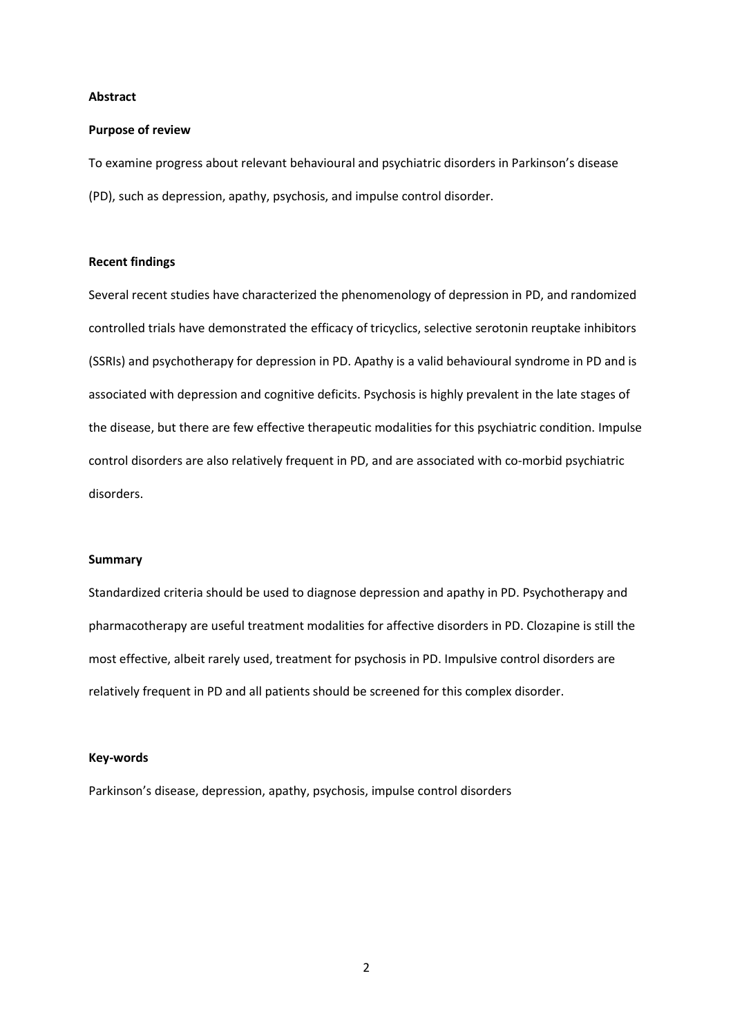**Abstract**

**Purpose of review**

To examine progress about relevant behavioural and psychiatric disorders in Parkinson's disease (PD), such as depression, apathy, psychosis, and impulse control disorder.

**Recent findings**

Several recent studies have characterized the phenomenology of depression in PD, and randomized controlled trials have demonstrated the efficacy of tricyclics, selective serotonin reuptake inhibitors (SSRIs) and psychotherapy for depression in PD. Apathy is a valid behavioural syndrome in PD and is associated with depression and cognitive deficits. Psychosis is highly prevalent in the late stages of the disease, but there are few effective therapeutic modalities for this psychiatric condition. Impulse control disorders are also relatively frequent in PD, and are associated with co-morbid psychiatric disorders.

**Summary**

Standardized criteria should be used to diagnose depression and apathy in PD. Psychotherapy and pharmacotherapy are useful treatment modalities for affective disorders in PD. Clozapine is still the most effective, albeit rarely used, treatment for psychosis in PD. Impulsive control disorders are relatively frequent in PD and all patients should be screened for this complex disorder.

**Key-words**

Parkinson's disease, depression, apathy, psychosis, impulse control disorders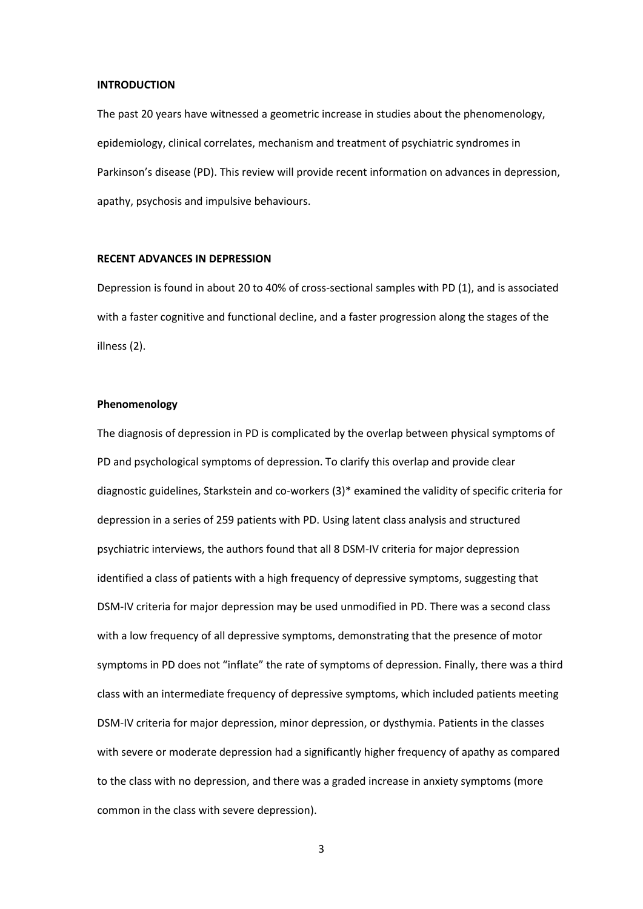## INTRODUCTION

The past 20 years have witnessed a geometric increase in studies about the phenomenology, epidemiology, clinical correlates, mechanism and treatment of psychiatric syndromes in Parkinson's disease (PD). This review will provide recent information on advances in depression, apathy, psychosis and impulsive behaviours.

## RECENT ADVANCES IN DEPRESSION

Depression is found in about 20 to 40% of cross-sectional samples with PD (1), and is associated with a faster cognitive and functional decline, and a faster progression along the stages of the illness (2).

### Phenomenology

The diagnosis of depression in PD is complicated by the overlap between physical symptoms of PD and psychological symptoms of depression. To clarify this overlap and provide clear diagnostic guidelines, Starkstein and co-workers (3)* examined the validity of specific criteria for depression in a series of 259 patients with PD. Using latent class analysis and structured psychiatric interviews, the authors found that all 8 DSM-IV criteria for major depression identified a class of patients with a high frequency of depressive symptoms, suggesting that DSM-IV criteria for major depression may be used unmodified in PD. There was a second class with a low frequency of all depressive symptoms, demonstrating that the presence of motor symptoms in PD does not "inflate" the rate of symptoms of depression. Finally, there was a third class with an intermediate frequency of depressive symptoms, which included patients meeting DSM-IV criteria for major depression, minor depression, or dysthymia. Patients in the classes with severe or moderate depression had a significantly higher frequency of apathy as compared to the class with no depression, and there was a graded increase in anxiety symptoms (more common in the class with severe depression).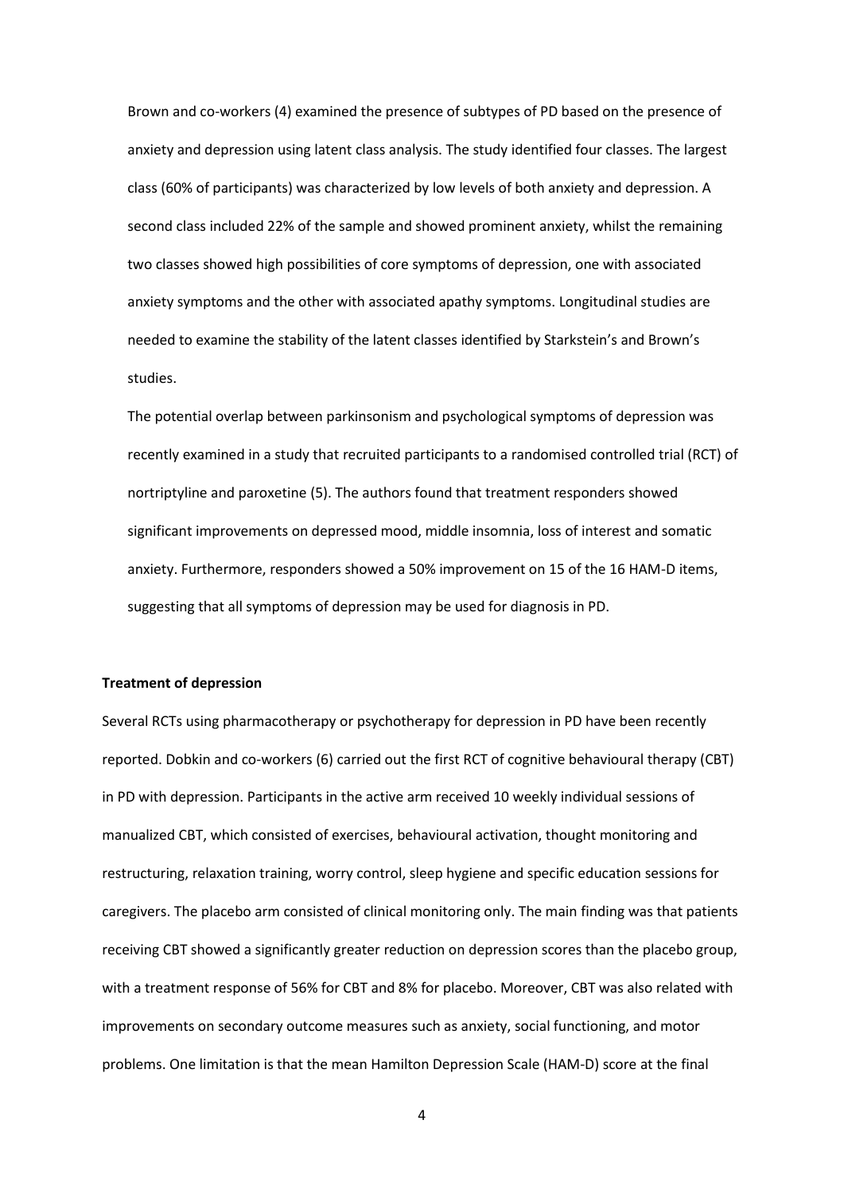Brown and co-workers (4) examined the presence of subtypes of PD based on the presence of anxiety and depression using latent class analysis. The study identified four classes. The largest class (60% of participants) was characterized by low levels of both anxiety and depression. A second class included 22% of the sample and showed prominent anxiety, whilst the remaining two classes showed high possibilities of core symptoms of depression, one with associated anxiety symptoms and the other with associated apathy symptoms. Longitudinal studies are needed to examine the stability of the latent classes identified by Starkstein's and Brown's studies.

The potential overlap between parkinsonism and psychological symptoms of depression was recently examined in a study that recruited participants to a randomised controlled trial (RCT) of nortriptyline and paroxetine (5). The authors found that treatment responders showed significant improvements on depressed mood, middle insomnia, loss of interest and somatic anxiety. Furthermore, responders showed a 50% improvement on 15 of the 16 HAM-D items, suggesting that all symptoms of depression may be used for diagnosis in PD.

**Treatment of depression**

Several RCTs using pharmacotherapy or psychotherapy for depression in PD have been recently reported. Dobkin and co-workers (6) carried out the first RCT of cognitive behavioural therapy (CBT) in PD with depression. Participants in the active arm received 10 weekly individual sessions of manualized CBT, which consisted of exercises, behavioural activation, thought monitoring and restructuring, relaxation training, worry control, sleep hygiene and specific education sessions for caregivers. The placebo arm consisted of clinical monitoring only. The main finding was that patients receiving CBT showed a significantly greater reduction on depression scores than the placebo group, with a treatment response of 56% for CBT and 8% for placebo. Moreover, CBT was also related with improvements on secondary outcome measures such as anxiety, social functioning, and motor problems. One limitation is that the mean Hamilton Depression Scale (HAM-D) score at the final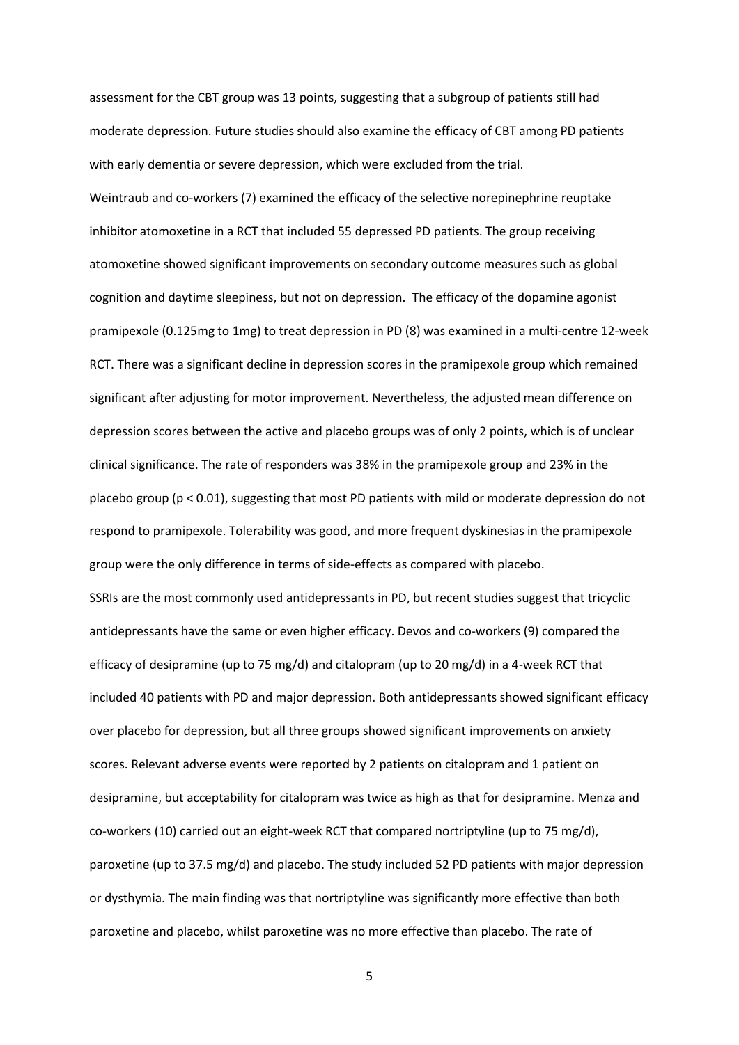assessment for the CBT group was 13 points, suggesting that a subgroup of patients still had moderate depression. Future studies should also examine the efficacy of CBT among PD patients with early dementia or severe depression, which were excluded from the trial.

Weintraub and co-workers (7) examined the efficacy of the selective norepinephrine reuptake inhibitor atomoxetine in a RCT that included 55 depressed PD patients. The group receiving atomoxetine showed significant improvements on secondary outcome measures such as global cognition and daytime sleepiness, but not on depression. The efficacy of the dopamine agonist pramipexole (0.125mg to 1mg) to treat depression in PD (8) was examined in a multi-centre 12-week RCT. There was a significant decline in depression scores in the pramipexole group which remained significant after adjusting for motor improvement. Nevertheless, the adjusted mean difference on depression scores between the active and placebo groups was of only 2 points, which is of unclear clinical significance. The rate of responders was 38% in the pramipexole group and 23% in the placebo group ($p < 0.01$), suggesting that most PD patients with mild or moderate depression do not respond to pramipexole. Tolerability was good, and more frequent dyskinesias in the pramipexole group were the only difference in terms of side-effects as compared with placebo.

SSRIs are the most commonly used antidepressants in PD, but recent studies suggest that tricyclic antidepressants have the same or even higher efficacy. Devos and co-workers (9) compared the efficacy of desipramine (up to 75 mg/d) and citalopram (up to 20 mg/d) in a 4-week RCT that included 40 patients with PD and major depression. Both antidepressants showed significant efficacy over placebo for depression, but all three groups showed significant improvements on anxiety scores. Relevant adverse events were reported by 2 patients on citalopram and 1 patient on desipramine, but acceptability for citalopram was twice as high as that for desipramine. Menza and co-workers (10) carried out an eight-week RCT that compared nortriptyline (up to 75 mg/d), paroxetine (up to 37.5 mg/d) and placebo. The study included 52 PD patients with major depression or dysthymia. The main finding was that nortriptyline was significantly more effective than both paroxetine and placebo, whilst paroxetine was no more effective than placebo. The rate of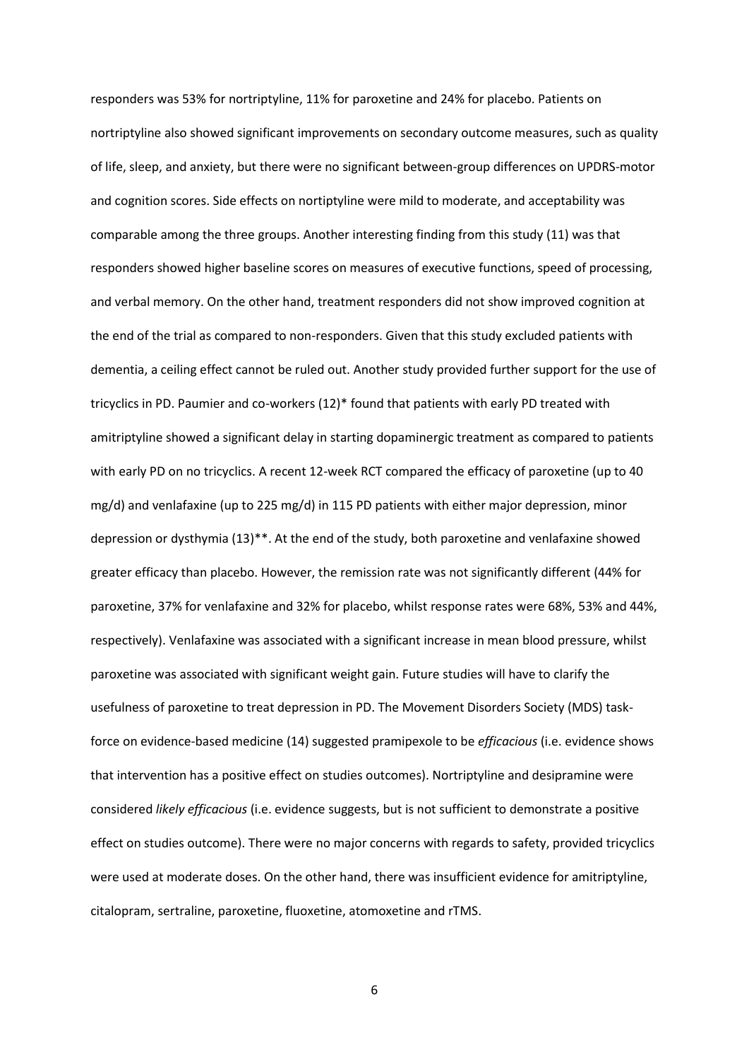responders was 53% for nortriptyline, 11% for paroxetine and 24% for placebo. Patients on nortriptyline also showed significant improvements on secondary outcome measures, such as quality of life, sleep, and anxiety, but there were no significant between-group differences on UPDRS-motor and cognition scores. Side effects on nortiptyline were mild to moderate, and acceptability was comparable among the three groups. Another interesting finding from this study (11) was that responders showed higher baseline scores on measures of executive functions, speed of processing, and verbal memory. On the other hand, treatment responders did not show improved cognition at the end of the trial as compared to non-responders. Given that this study excluded patients with dementia, a ceiling effect cannot be ruled out. Another study provided further support for the use of tricyclics in PD. Paumier and co-workers (12)* found that patients with early PD treated with amitriptyline showed a significant delay in starting dopaminergic treatment as compared to patients with early PD on no tricyclics. A recent 12-week RCT compared the efficacy of paroxetine (up to 40 mg/d) and venlafaxine (up to 225 mg/d) in 115 PD patients with either major depression, minor depression or dysthymia (13)**. At the end of the study, both paroxetine and venlafaxine showed greater efficacy than placebo. However, the remission rate was not significantly different (44% for paroxetine, 37% for venlafaxine and 32% for placebo, whilst response rates were 68%, 53% and 44%, respectively). Venlafaxine was associated with a significant increase in mean blood pressure, whilst paroxetine was associated with significant weight gain. Future studies will have to clarify the usefulness of paroxetine to treat depression in PD. The Movement Disorders Society (MDS) task-force on evidence-based medicine (14) suggested pramipexole to be *efficacious* (i.e. evidence shows that intervention has a positive effect on studies outcomes). Nortriptyline and desipramine were considered *likely efficacious* (i.e. evidence suggests, but is not sufficient to demonstrate a positive effect on studies outcome). There were no major concerns with regards to safety, provided tricyclics were used at moderate doses. On the other hand, there was insufficient evidence for amitriptyline, citalopram, sertraline, paroxetine, fluoxetine, atomoxetine and rTMS.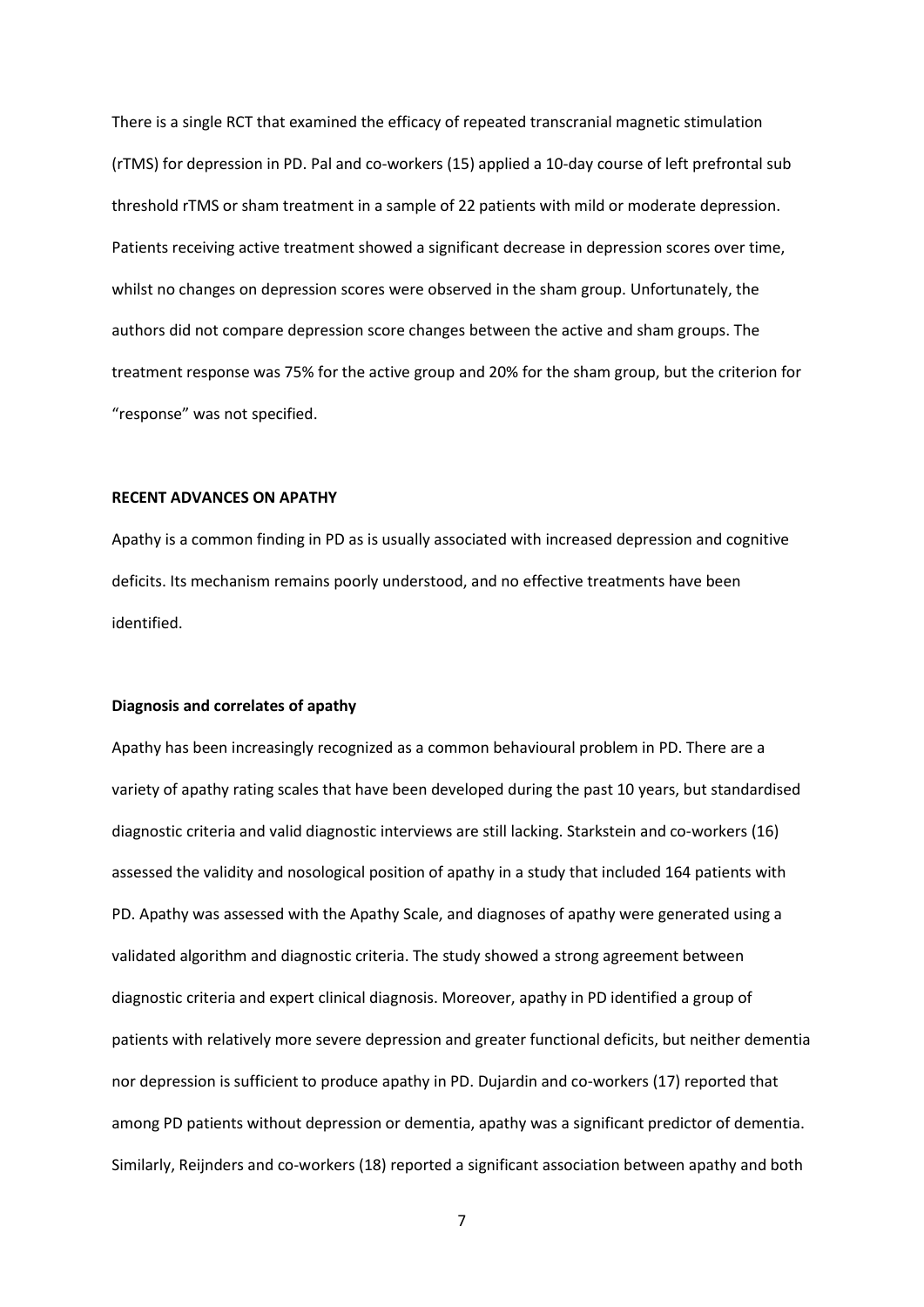There is a single RCT that examined the efficacy of repeated transcranial magnetic stimulation (rTMS) for depression in PD. Pal and co-workers (15) applied a 10-day course of left prefrontal sub threshold rTMS or sham treatment in a sample of 22 patients with mild or moderate depression. Patients receiving active treatment showed a significant decrease in depression scores over time, whilst no changes on depression scores were observed in the sham group. Unfortunately, the authors did not compare depression score changes between the active and sham groups. The treatment response was 75% for the active group and 20% for the sham group, but the criterion for "response" was not specified.

## RECENT ADVANCES ON APATHY

Apathy is a common finding in PD as is usually associated with increased depression and cognitive deficits. Its mechanism remains poorly understood, and no effective treatments have been identified.

### Diagnosis and correlates of apathy

Apathy has been increasingly recognized as a common behavioural problem in PD. There are a variety of apathy rating scales that have been developed during the past 10 years, but standardised diagnostic criteria and valid diagnostic interviews are still lacking. Starkstein and co-workers (16) assessed the validity and nosological position of apathy in a study that included 164 patients with PD. Apathy was assessed with the Apathy Scale, and diagnoses of apathy were generated using a validated algorithm and diagnostic criteria. The study showed a strong agreement between diagnostic criteria and expert clinical diagnosis. Moreover, apathy in PD identified a group of patients with relatively more severe depression and greater functional deficits, but neither dementia nor depression is sufficient to produce apathy in PD. Dujardin and co-workers (17) reported that among PD patients without depression or dementia, apathy was a significant predictor of dementia. Similarly, Reijnders and co-workers (18) reported a significant association between apathy and both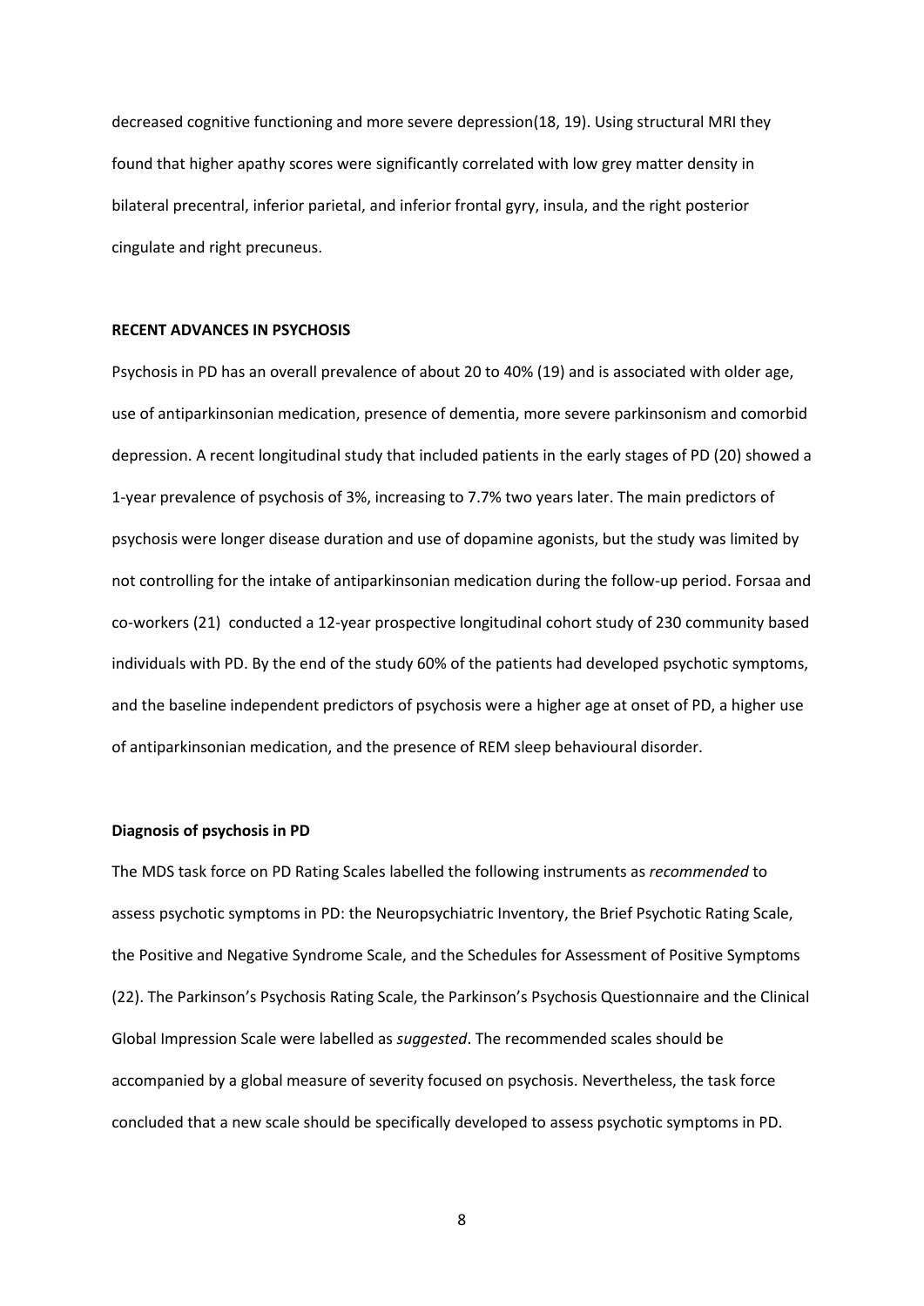decreased cognitive functioning and more severe depression(18, 19). Using structural MRI they found that higher apathy scores were significantly correlated with low grey matter density in bilateral precentral, inferior parietal, and inferior frontal gyry, insula, and the right posterior cingulate and right precuneus.

## RECENT ADVANCES IN PSYCHOSIS

Psychosis in PD has an overall prevalence of about 20 to 40% (19) and is associated with older age, use of antiparkinsonian medication, presence of dementia, more severe parkinsonism and comorbid depression. A recent longitudinal study that included patients in the early stages of PD (20) showed a 1-year prevalence of psychosis of 3%, increasing to 7.7% two years later. The main predictors of psychosis were longer disease duration and use of dopamine agonists, but the study was limited by not controlling for the intake of antiparkinsonian medication during the follow-up period. Forsaa and co-workers (21) conducted a 12-year prospective longitudinal cohort study of 230 community based individuals with PD. By the end of the study 60% of the patients had developed psychotic symptoms, and the baseline independent predictors of psychosis were a higher age at onset of PD, a higher use of antiparkinsonian medication, and the presence of REM sleep behavioural disorder.

### Diagnosis of psychosis in PD

The MDS task force on PD Rating Scales labelled the following instruments as *recommended* to assess psychotic symptoms in PD: the Neuropsychiatric Inventory, the Brief Psychotic Rating Scale, the Positive and Negative Syndrome Scale, and the Schedules for Assessment of Positive Symptoms (22). The Parkinson's Psychosis Rating Scale, the Parkinson's Psychosis Questionnaire and the Clinical Global Impression Scale were labelled as *suggested*. The recommended scales should be accompanied by a global measure of severity focused on psychosis. Nevertheless, the task force concluded that a new scale should be specifically developed to assess psychotic symptoms in PD.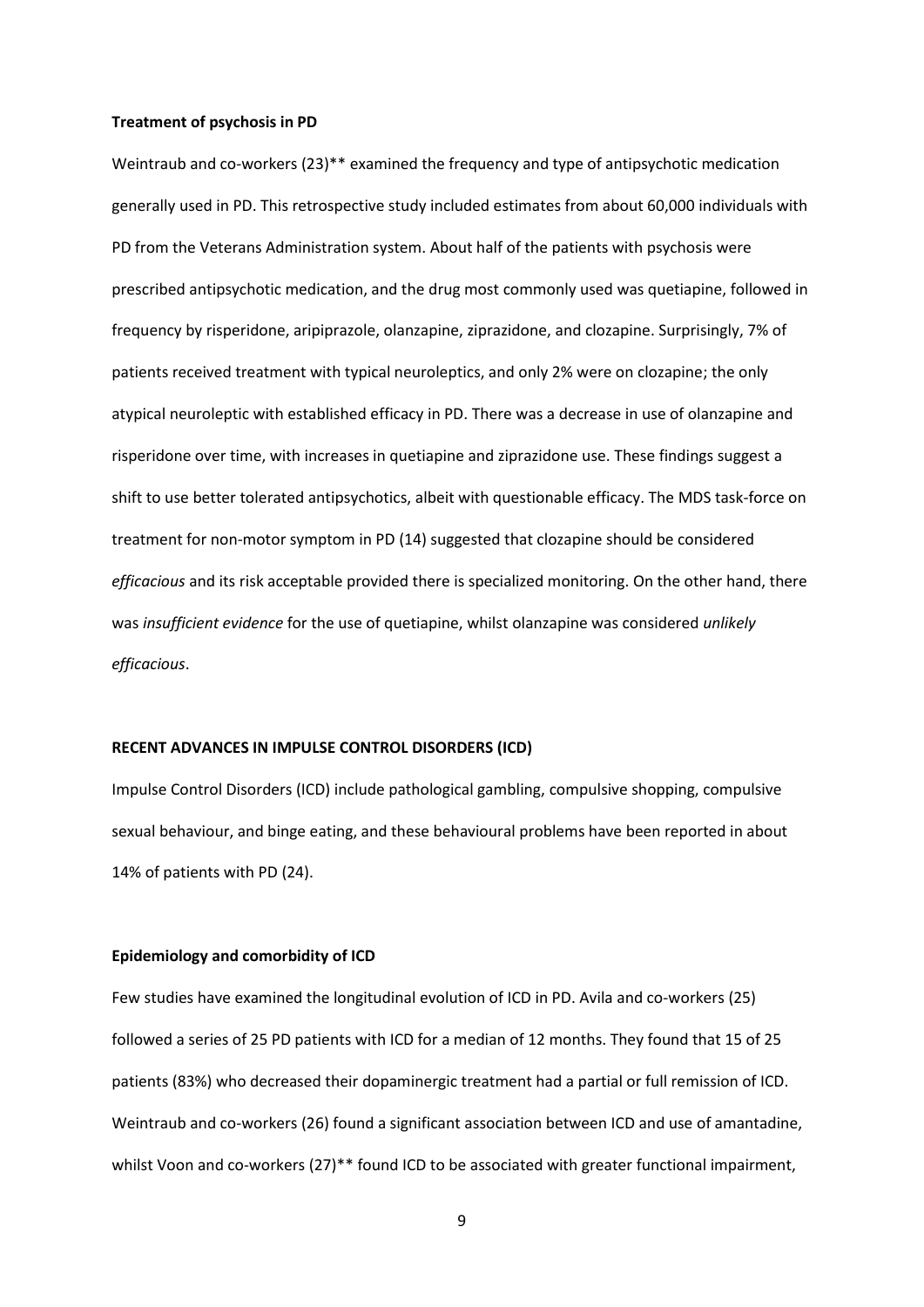### Treatment of psychosis in PD

Weintraub and co-workers (23)** examined the frequency and type of antipsychotic medication generally used in PD. This retrospective study included estimates from about 60,000 individuals with PD from the Veterans Administration system. About half of the patients with psychosis were prescribed antipsychotic medication, and the drug most commonly used was quetiapine, followed in frequency by risperidone, aripiprazole, olanzapine, ziprazidone, and clozapine. Surprisingly, 7% of patients received treatment with typical neuroleptics, and only 2% were on clozapine; the only atypical neuroleptic with established efficacy in PD. There was a decrease in use of olanzapine and risperidone over time, with increases in quetiapine and ziprazidone use. These findings suggest a shift to use better tolerated antipsychotics, albeit with questionable efficacy. The MDS task-force on treatment for non-motor symptom in PD (14) suggested that clozapine should be considered *efficacious* and its risk acceptable provided there is specialized monitoring. On the other hand, there was *insufficient evidence* for the use of quetiapine, whilst olanzapine was considered *unlikely efficacious*.

## RECENT ADVANCES IN IMPULSE CONTROL DISORDERS (ICD)

Impulse Control Disorders (ICD) include pathological gambling, compulsive shopping, compulsive sexual behaviour, and binge eating, and these behavioural problems have been reported in about 14% of patients with PD (24).

### Epidemiology and comorbidity of ICD

Few studies have examined the longitudinal evolution of ICD in PD. Avila and co-workers (25) followed a series of 25 PD patients with ICD for a median of 12 months. They found that 15 of 25 patients (83%) who decreased their dopaminergic treatment had a partial or full remission of ICD. Weintraub and co-workers (26) found a significant association between ICD and use of amantadine, whilst Voon and co-workers (27)** found ICD to be associated with greater functional impairment,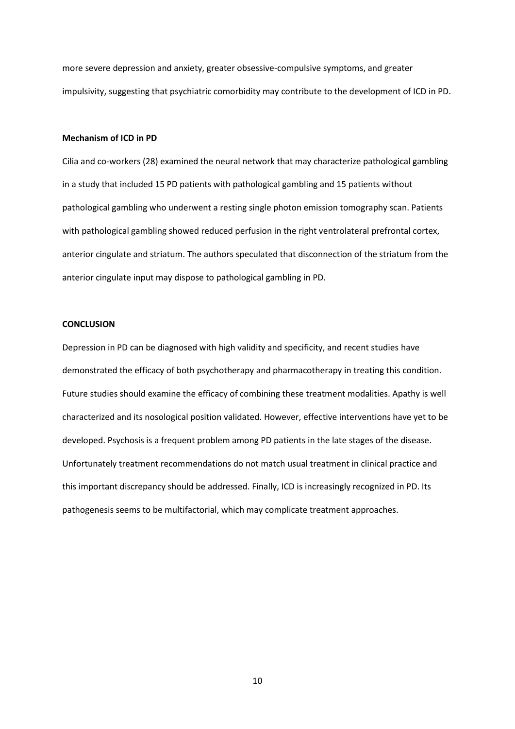more severe depression and anxiety, greater obsessive-compulsive symptoms, and greater impulsivity, suggesting that psychiatric comorbidity may contribute to the development of ICD in PD.

**Mechanism of ICD in PD**

Cilia and co-workers (28) examined the neural network that may characterize pathological gambling in a study that included 15 PD patients with pathological gambling and 15 patients without pathological gambling who underwent a resting single photon emission tomography scan. Patients with pathological gambling showed reduced perfusion in the right ventrolateral prefrontal cortex, anterior cingulate and striatum. The authors speculated that disconnection of the striatum from the anterior cingulate input may dispose to pathological gambling in PD.

## CONCLUSION

Depression in PD can be diagnosed with high validity and specificity, and recent studies have demonstrated the efficacy of both psychotherapy and pharmacotherapy in treating this condition. Future studies should examine the efficacy of combining these treatment modalities. Apathy is well characterized and its nosological position validated. However, effective interventions have yet to be developed. Psychosis is a frequent problem among PD patients in the late stages of the disease. Unfortunately treatment recommendations do not match usual treatment in clinical practice and this important discrepancy should be addressed. Finally, ICD is increasingly recognized in PD. Its pathogenesis seems to be multifactorial, which may complicate treatment approaches.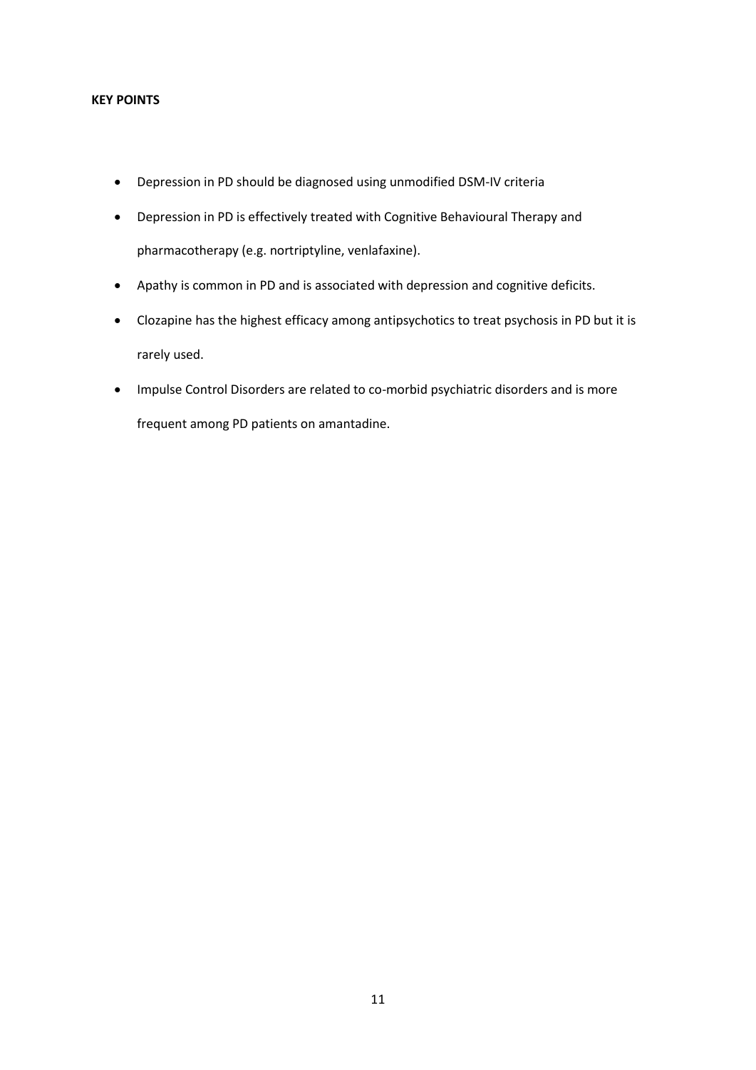**KEY POINTS**

- Depression in PD should be diagnosed using unmodified DSM-IV criteria
- Depression in PD is effectively treated with Cognitive Behavioural Therapy and pharmacotherapy (e.g. nortriptyline, venlafaxine).
- Apathy is common in PD and is associated with depression and cognitive deficits.
- Clozapine has the highest efficacy among antipsychotics to treat psychosis in PD but it is rarely used.
- Impulse Control Disorders are related to co-morbid psychiatric disorders and is more frequent among PD patients on amantadine.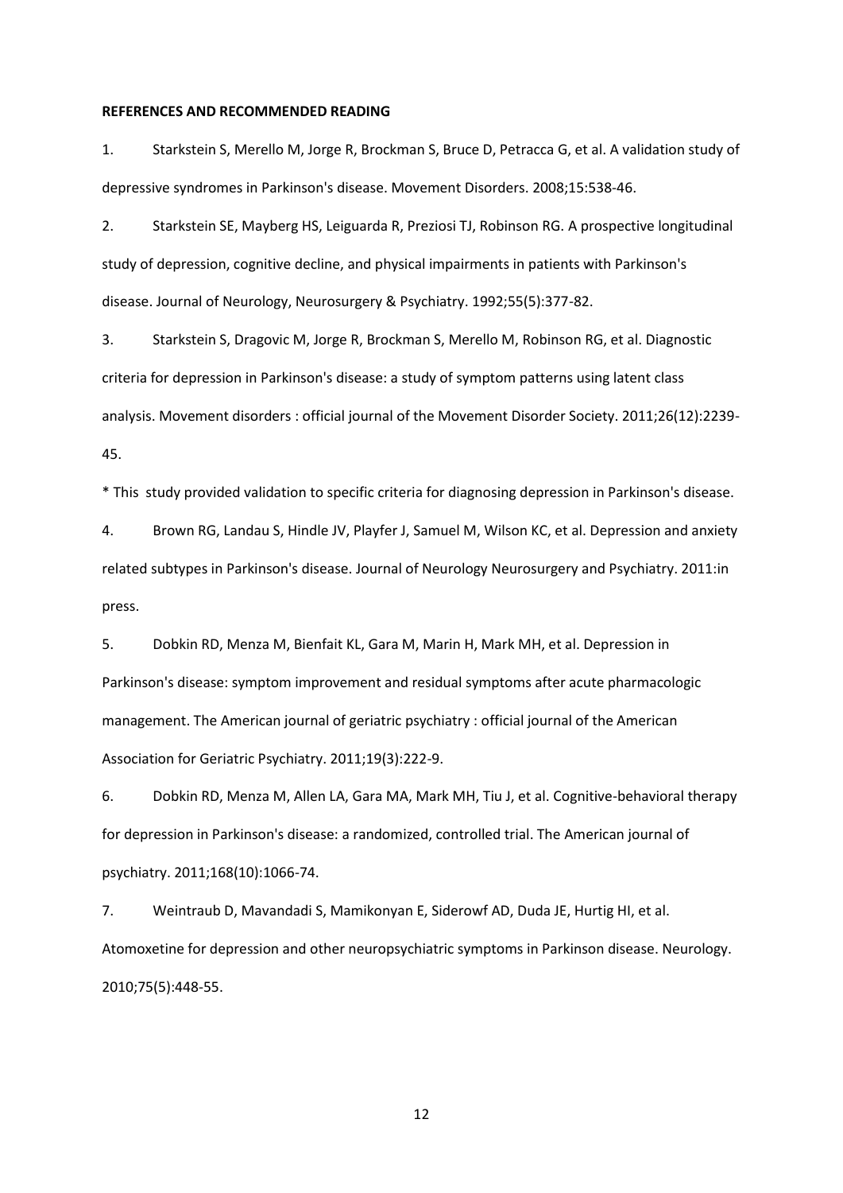**REFERENCES AND RECOMMENDED READING**

1. Starkstein S, Merello M, Jorge R, Brockman S, Bruce D, Petracca G, et al. A validation study of depressive syndromes in Parkinson's disease. Movement Disorders. 2008;15:538-46.

2. Starkstein SE, Mayberg HS, Leiguarda R, Preziosi TJ, Robinson RG. A prospective longitudinal study of depression, cognitive decline, and physical impairments in patients with Parkinson's disease. Journal of Neurology, Neurosurgery & Psychiatry. 1992;55(5):377-82.

3. Starkstein S, Dragovic M, Jorge R, Brockman S, Merello M, Robinson RG, et al. Diagnostic criteria for depression in Parkinson's disease: a study of symptom patterns using latent class analysis. Movement disorders : official journal of the Movement Disorder Society. 2011;26(12):2239-45.

\* This study provided validation to specific criteria for diagnosing depression in Parkinson's disease.

4. Brown RG, Landau S, Hindle JV, Playfer J, Samuel M, Wilson KC, et al. Depression and anxiety related subtypes in Parkinson's disease. Journal of Neurology Neurosurgery and Psychiatry. 2011:in press.

5. Dobkin RD, Menza M, Bienfait KL, Gara M, Marin H, Mark MH, et al. Depression in Parkinson's disease: symptom improvement and residual symptoms after acute pharmacologic management. The American journal of geriatric psychiatry : official journal of the American Association for Geriatric Psychiatry. 2011;19(3):222-9.

6. Dobkin RD, Menza M, Allen LA, Gara MA, Mark MH, Tiu J, et al. Cognitive-behavioral therapy for depression in Parkinson's disease: a randomized, controlled trial. The American journal of psychiatry. 2011;168(10):1066-74.

7. Weintraub D, Mavandadi S, Mamikonyan E, Siderowf AD, Duda JE, Hurtig HI, et al. Atomoxetine for depression and other neuropsychiatric symptoms in Parkinson disease. Neurology. 2010;75(5):448-55.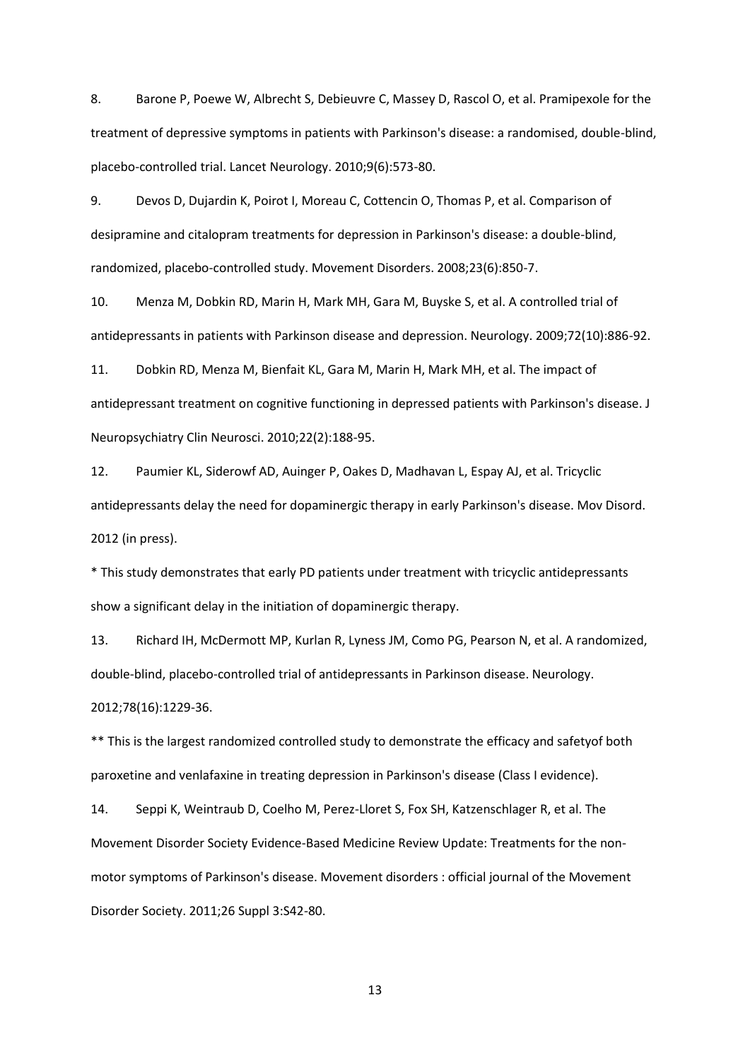8. Barone P, Poewe W, Albrecht S, Debieuvre C, Massey D, Rascol O, et al. Pramipexole for the treatment of depressive symptoms in patients with Parkinson's disease: a randomised, double-blind, placebo-controlled trial. Lancet Neurology. 2010;9(6):573-80.

9. Devos D, Dujardin K, Poirot I, Moreau C, Cottencin O, Thomas P, et al. Comparison of desipramine and citalopram treatments for depression in Parkinson's disease: a double-blind, randomized, placebo-controlled study. Movement Disorders. 2008;23(6):850-7.

10. Menza M, Dobkin RD, Marin H, Mark MH, Gara M, Buyske S, et al. A controlled trial of antidepressants in patients with Parkinson disease and depression. Neurology. 2009;72(10):886-92.

11. Dobkin RD, Menza M, Bienfait KL, Gara M, Marin H, Mark MH, et al. The impact of antidepressant treatment on cognitive functioning in depressed patients with Parkinson's disease. J Neuropsychiatry Clin Neurosci. 2010;22(2):188-95.

12. Paumier KL, Siderowf AD, Auinger P, Oakes D, Madhavan L, Espay AJ, et al. Tricyclic antidepressants delay the need for dopaminergic therapy in early Parkinson's disease. Mov Disord. 2012 (in press).

* This study demonstrates that early PD patients under treatment with tricyclic antidepressants show a significant delay in the initiation of dopaminergic therapy.

13. Richard IH, McDermott MP, Kurlan R, Lyness JM, Como PG, Pearson N, et al. A randomized, double-blind, placebo-controlled trial of antidepressants in Parkinson disease. Neurology. 2012;78(16):1229-36.

** This is the largest randomized controlled study to demonstrate the efficacy and safetyof both paroxetine and venlafaxine in treating depression in Parkinson's disease (Class I evidence).

14. Seppi K, Weintraub D, Coelho M, Perez-Lloret S, Fox SH, Katzenschlager R, et al. The Movement Disorder Society Evidence-Based Medicine Review Update: Treatments for the non-motor symptoms of Parkinson's disease. Movement disorders : official journal of the Movement Disorder Society. 2011;26 Suppl 3:S42-80.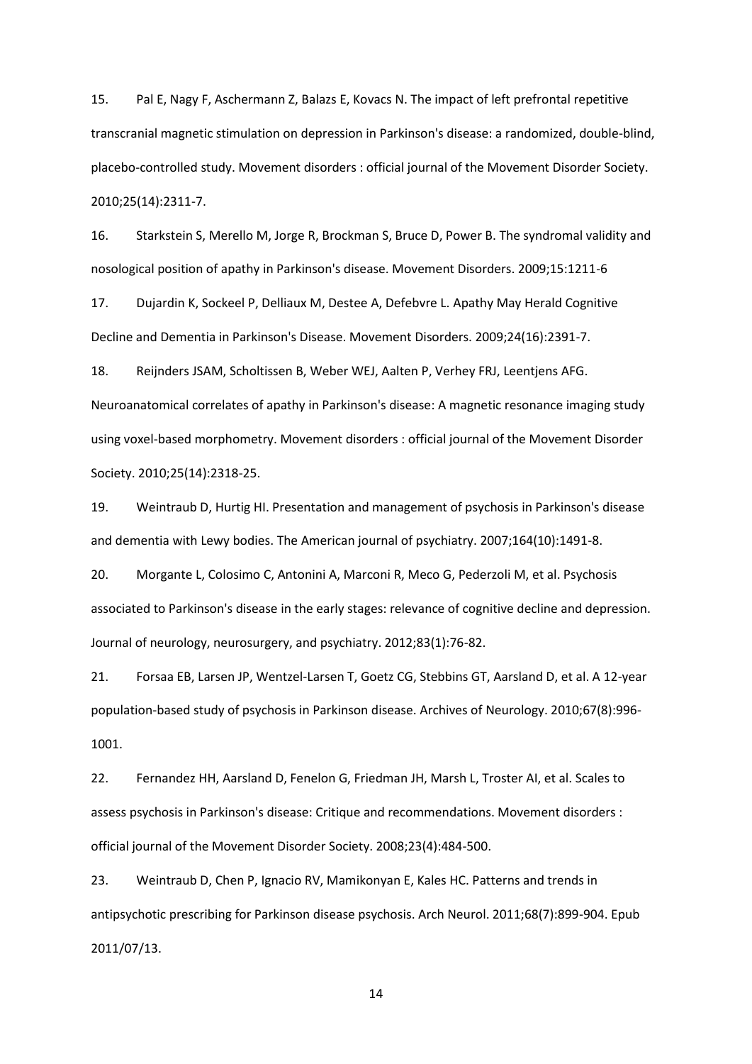15. Pal E, Nagy F, Aschermann Z, Balazs E, Kovacs N. The impact of left prefrontal repetitive transcranial magnetic stimulation on depression in Parkinson's disease: a randomized, double-blind, placebo-controlled study. Movement disorders : official journal of the Movement Disorder Society. 2010;25(14):2311-7.

16. Starkstein S, Merello M, Jorge R, Brockman S, Bruce D, Power B. The syndromal validity and nosological position of apathy in Parkinson's disease. Movement Disorders. 2009;15:1211-6

17. Dujardin K, Sockeel P, Delliaux M, Destee A, Defebvre L. Apathy May Herald Cognitive Decline and Dementia in Parkinson's Disease. Movement Disorders. 2009;24(16):2391-7.

18. Reijnders JSAM, Scholtissen B, Weber WEJ, Aalten P, Verhey FRJ, Leentjens AFG. Neuroanatomical correlates of apathy in Parkinson's disease: A magnetic resonance imaging study using voxel-based morphometry. Movement disorders : official journal of the Movement Disorder Society. 2010;25(14):2318-25.

19. Weintraub D, Hurtig HI. Presentation and management of psychosis in Parkinson's disease and dementia with Lewy bodies. The American journal of psychiatry. 2007;164(10):1491-8.

20. Morgante L, Colosimo C, Antonini A, Marconi R, Meco G, Pederzoli M, et al. Psychosis associated to Parkinson's disease in the early stages: relevance of cognitive decline and depression. Journal of neurology, neurosurgery, and psychiatry. 2012;83(1):76-82.

21. Forsaa EB, Larsen JP, Wentzel-Larsen T, Goetz CG, Stebbins GT, Aarsland D, et al. A 12-year population-based study of psychosis in Parkinson disease. Archives of Neurology. 2010;67(8):996-1001.

22. Fernandez HH, Aarsland D, Fenelon G, Friedman JH, Marsh L, Troster AI, et al. Scales to assess psychosis in Parkinson's disease: Critique and recommendations. Movement disorders : official journal of the Movement Disorder Society. 2008;23(4):484-500.

23. Weintraub D, Chen P, Ignacio RV, Mamikonyan E, Kales HC. Patterns and trends in antipsychotic prescribing for Parkinson disease psychosis. Arch Neurol. 2011;68(7):899-904. Epub 2011/07/13.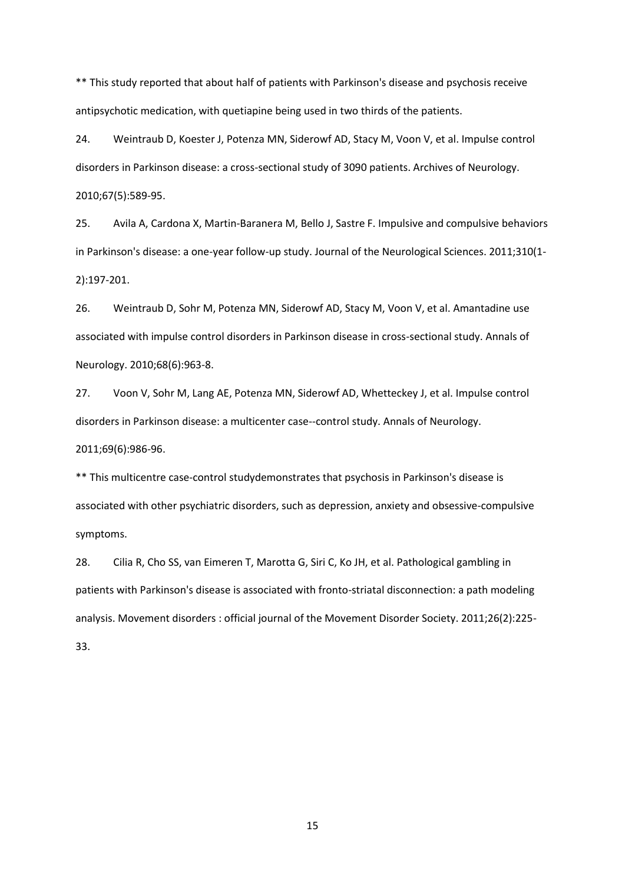** This study reported that about half of patients with Parkinson's disease and psychosis receive antipsychotic medication, with quetiapine being used in two thirds of the patients.

24. Weintraub D, Koester J, Potenza MN, Siderowf AD, Stacy M, Voon V, et al. Impulse control disorders in Parkinson disease: a cross-sectional study of 3090 patients. Archives of Neurology. 2010;67(5):589-95.

25. Avila A, Cardona X, Martin-Baranera M, Bello J, Sastre F. Impulsive and compulsive behaviors in Parkinson's disease: a one-year follow-up study. Journal of the Neurological Sciences. 2011;310(1-2):197-201.

26. Weintraub D, Sohr M, Potenza MN, Siderowf AD, Stacy M, Voon V, et al. Amantadine use associated with impulse control disorders in Parkinson disease in cross-sectional study. Annals of Neurology. 2010;68(6):963-8.

27. Voon V, Sohr M, Lang AE, Potenza MN, Siderowf AD, Whetteckey J, et al. Impulse control disorders in Parkinson disease: a multicenter case--control study. Annals of Neurology. 2011;69(6):986-96.

** This multicentre case-control studydemonstrates that psychosis in Parkinson's disease is associated with other psychiatric disorders, such as depression, anxiety and obsessive-compulsive symptoms.

28. Cilia R, Cho SS, van Eimeren T, Marotta G, Siri C, Ko JH, et al. Pathological gambling in patients with Parkinson's disease is associated with fronto-striatal disconnection: a path modeling analysis. Movement disorders : official journal of the Movement Disorder Society. 2011;26(2):225-33.